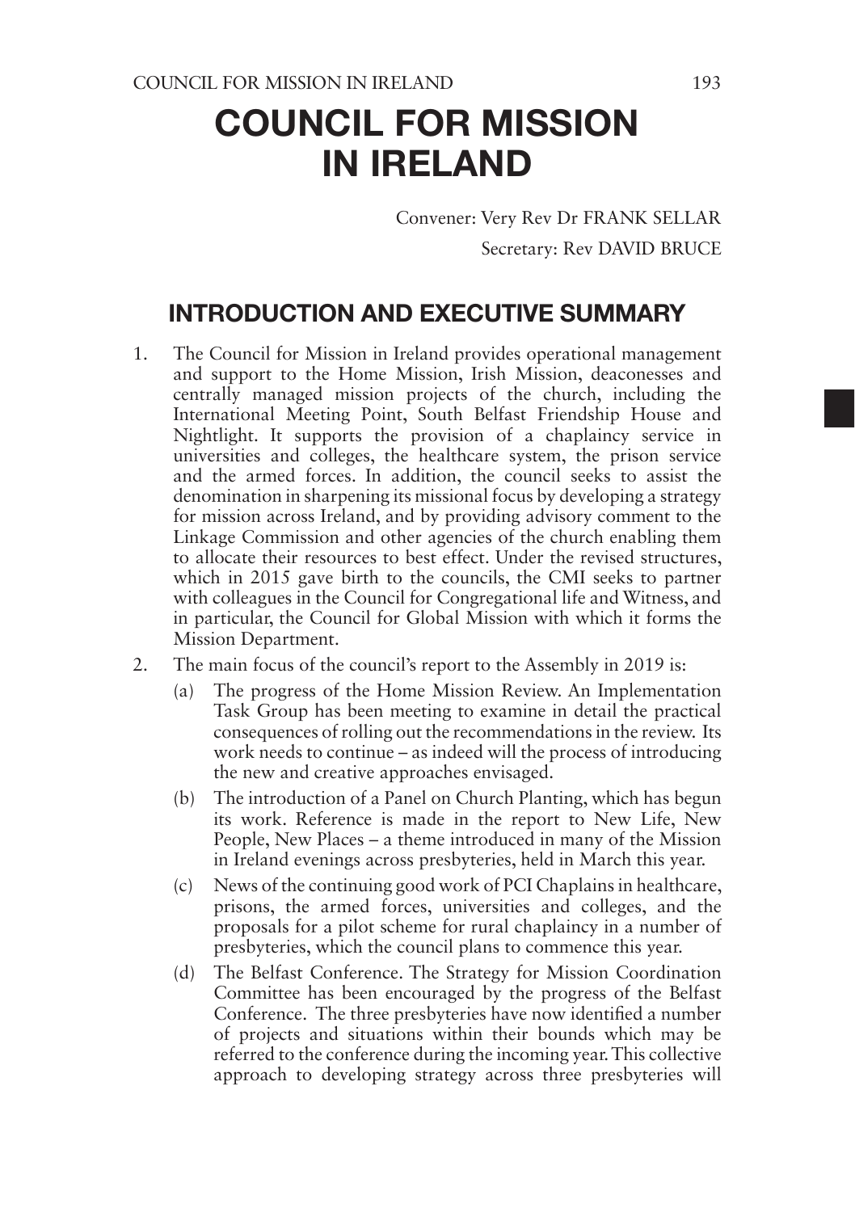# COUNCIL FOR MISSION IN IRELAND

Convener: Very Rev Dr FRANK SELLAR

Secretary: Rev DAVID BRUCE

## INTRODUCTION AND EXECUTIVE SUMMARY

1. The Council for Mission in Ireland provides operational management and support to the Home Mission, Irish Mission, deaconesses and centrally managed mission projects of the church, including the International Meeting Point, South Belfast Friendship House and Nightlight. It supports the provision of a chaplaincy service in universities and colleges, the healthcare system, the prison service and the armed forces. In addition, the council seeks to assist the denomination in sharpening its missional focus by developing a strategy for mission across Ireland, and by providing advisory comment to the Linkage Commission and other agencies of the church enabling them to allocate their resources to best effect. Under the revised structures, which in 2015 gave birth to the councils, the CMI seeks to partner with colleagues in the Council for Congregational life and Witness, and in particular, the Council for Global Mission with which it forms the Mission Department.

2. The main focus of the council's report to the Assembly in 2019 is:

   (a) The progress of the Home Mission Review. An Implementation Task Group has been meeting to examine in detail the practical consequences of rolling out the recommendations in the review. Its work needs to continue – as indeed will the process of introducing the new and creative approaches envisaged.

   (b) The introduction of a Panel on Church Planting, which has begun its work. Reference is made in the report to New Life, New People, New Places – a theme introduced in many of the Mission in Ireland evenings across presbyteries, held in March this year.

   (c) News of the continuing good work of PCI Chaplains in healthcare, prisons, the armed forces, universities and colleges, and the proposals for a pilot scheme for rural chaplaincy in a number of presbyteries, which the council plans to commence this year.

   (d) The Belfast Conference. The Strategy for Mission Coordination Committee has been encouraged by the progress of the Belfast Conference. The three presbyteries have now identified a number of projects and situations within their bounds which may be referred to the conference during the incoming year. This collective approach to developing strategy across three presbyteries will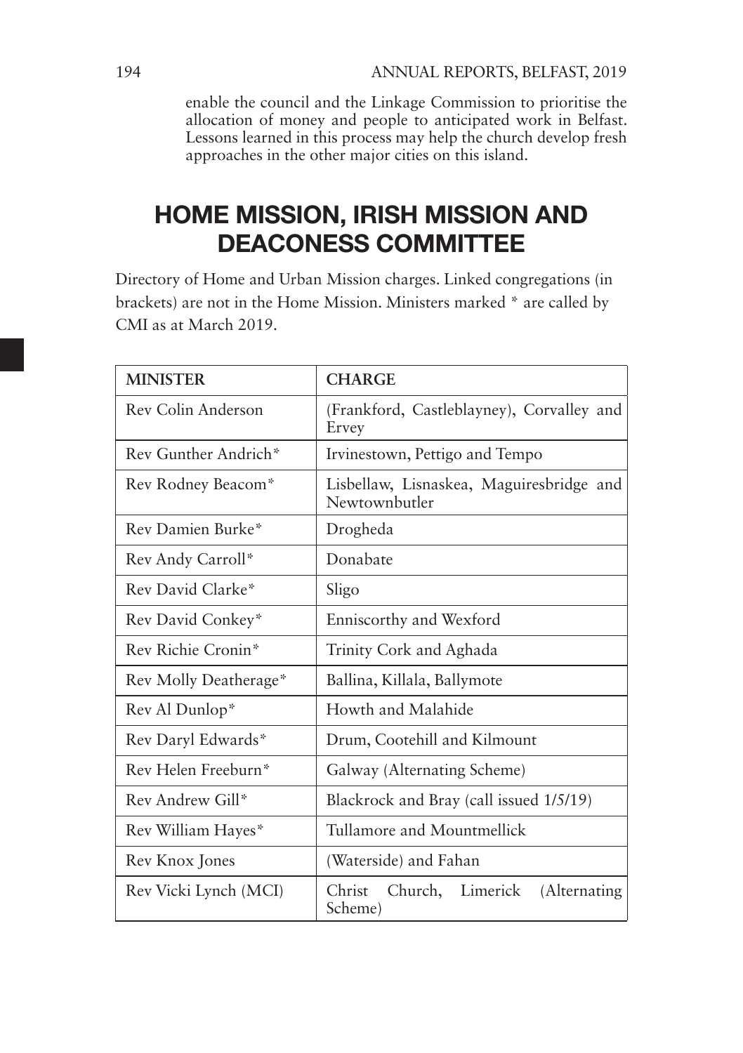enable the council and the Linkage Commission to prioritise the allocation of money and people to anticipated work in Belfast. Lessons learned in this process may help the church develop fresh approaches in the other major cities on this island.

# HOME MISSION, IRISH MISSION AND DEACONESS COMMITTEE

Directory of Home and Urban Mission charges. Linked congregations (in brackets) are not in the Home Mission. Ministers marked * are called by CMI as at March 2019.

| MINISTER | CHARGE |
|---|---|
| Rev Colin Anderson | (Frankford, Castleblayney), Corvalley and Ervey |
| Rev Gunther Andrich* | Irvinestown, Pettigo and Tempo |
| Rev Rodney Beacom* | Lisbellaw, Lisnaskea, Maguiresbridge and Newtownbutler |
| Rev Damien Burke* | Drogheda |
| Rev Andy Carroll* | Donabate |
| Rev David Clarke* | Sligo |
| Rev David Conkey* | Enniscorthy and Wexford |
| Rev Richie Cronin* | Trinity Cork and Aghada |
| Rev Molly Deatherage* | Ballina, Killala, Ballymote |
| Rev Al Dunlop* | Howth and Malahide |
| Rev Daryl Edwards* | Drum, Cootehill and Kilmount |
| Rev Helen Freeburn* | Galway (Alternating Scheme) |
| Rev Andrew Gill* | Blackrock and Bray (call issued 1/5/19) |
| Rev William Hayes* | Tullamore and Mountmellick |
| Rev Knox Jones | (Waterside) and Fahan |
| Rev Vicki Lynch (MCI) | Christ Church, Limerick (Alternating Scheme) |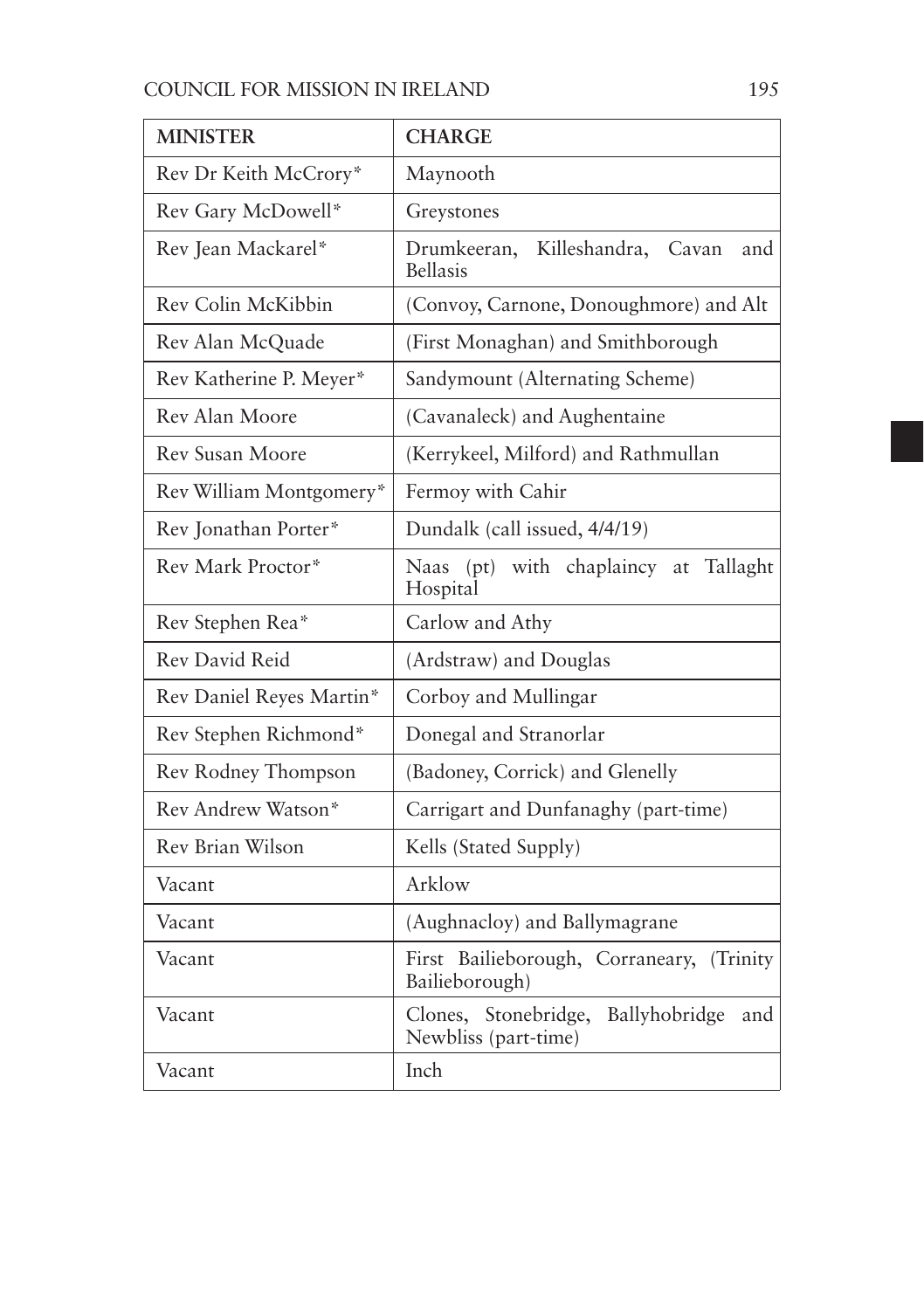| MINISTER | CHARGE |
|---|---|
| Rev Dr Keith McCrory* | Maynooth |
| Rev Gary McDowell* | Greystones |
| Rev Jean Mackarel* | Drumkeeran, Killeshandra, Cavan and Bellasis |
| Rev Colin McKibbin | (Convoy, Carnone, Donoughmore) and Alt |
| Rev Alan McQuade | (First Monaghan) and Smithborough |
| Rev Katherine P. Meyer* | Sandymount (Alternating Scheme) |
| Rev Alan Moore | (Cavanaleck) and Aughentaine |
| Rev Susan Moore | (Kerrykeel, Milford) and Rathmullan |
| Rev William Montgomery* | Fermoy with Cahir |
| Rev Jonathan Porter* | Dundalk (call issued, 4/4/19) |
| Rev Mark Proctor* | Naas (pt) with chaplaincy at Tallaght Hospital |
| Rev Stephen Rea* | Carlow and Athy |
| Rev David Reid | (Ardstraw) and Douglas |
| Rev Daniel Reyes Martin* | Corboy and Mullingar |
| Rev Stephen Richmond* | Donegal and Stranorlar |
| Rev Rodney Thompson | (Badoney, Corrick) and Glenelly |
| Rev Andrew Watson* | Carrigart and Dunfanaghy (part-time) |
| Rev Brian Wilson | Kells (Stated Supply) |
| Vacant | Arklow |
| Vacant | (Aughnacloy) and Ballymagrane |
| Vacant | First Bailieborough, Corraneary, (Trinity Bailieborough) |
| Vacant | Clones, Stonebridge, Ballyhobridge and Newbliss (part-time) |
| Vacant | Inch |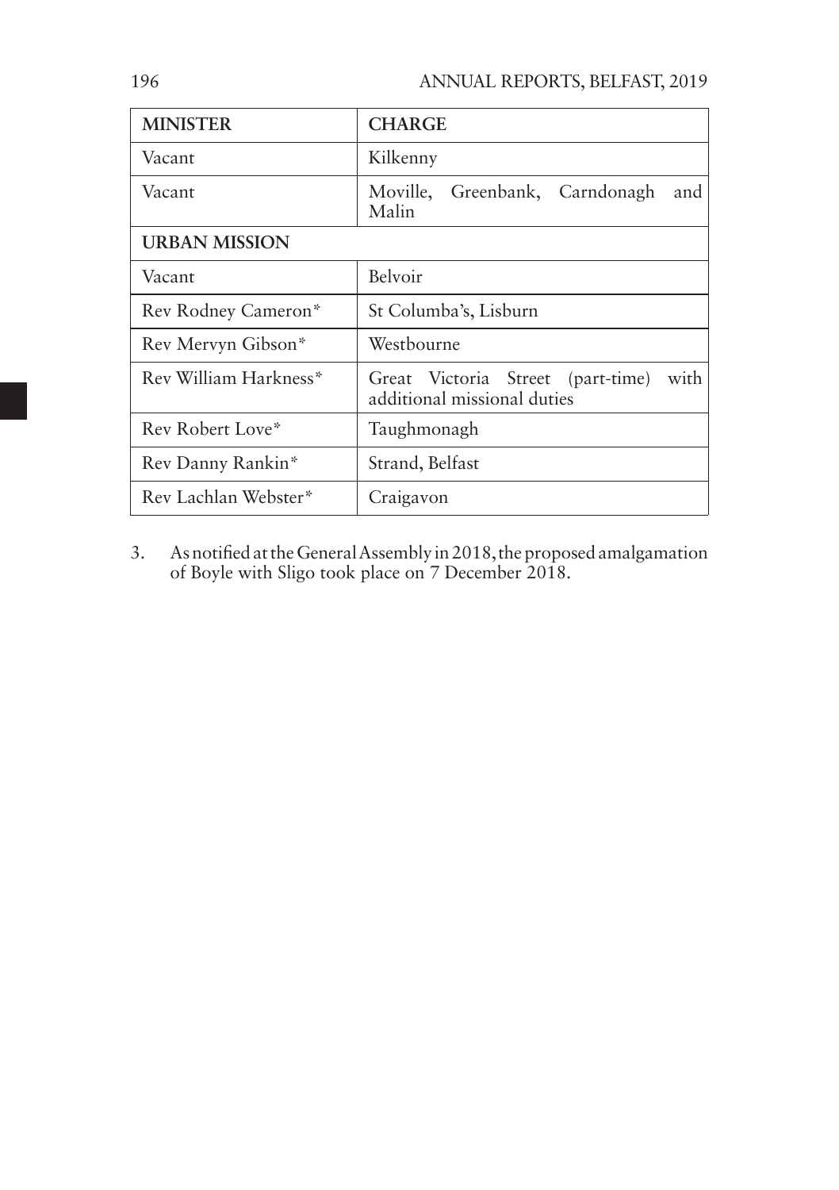| MINISTER | CHARGE |
|---|---|
| Vacant | Kilkenny |
| Vacant | Moville, Greenbank, Carndonagh and Malin |
| **URBAN MISSION** | |
| Vacant | Belvoir |
| Rev Rodney Cameron* | St Columba's, Lisburn |
| Rev Mervyn Gibson* | Westbourne |
| Rev William Harkness* | Great Victoria Street (part-time) with additional missional duties |
| Rev Robert Love* | Taughmonagh |
| Rev Danny Rankin* | Strand, Belfast |
| Rev Lachlan Webster* | Craigavon |

3. As notified at the General Assembly in 2018, the proposed amalgamation of Boyle with Sligo took place on 7 December 2018.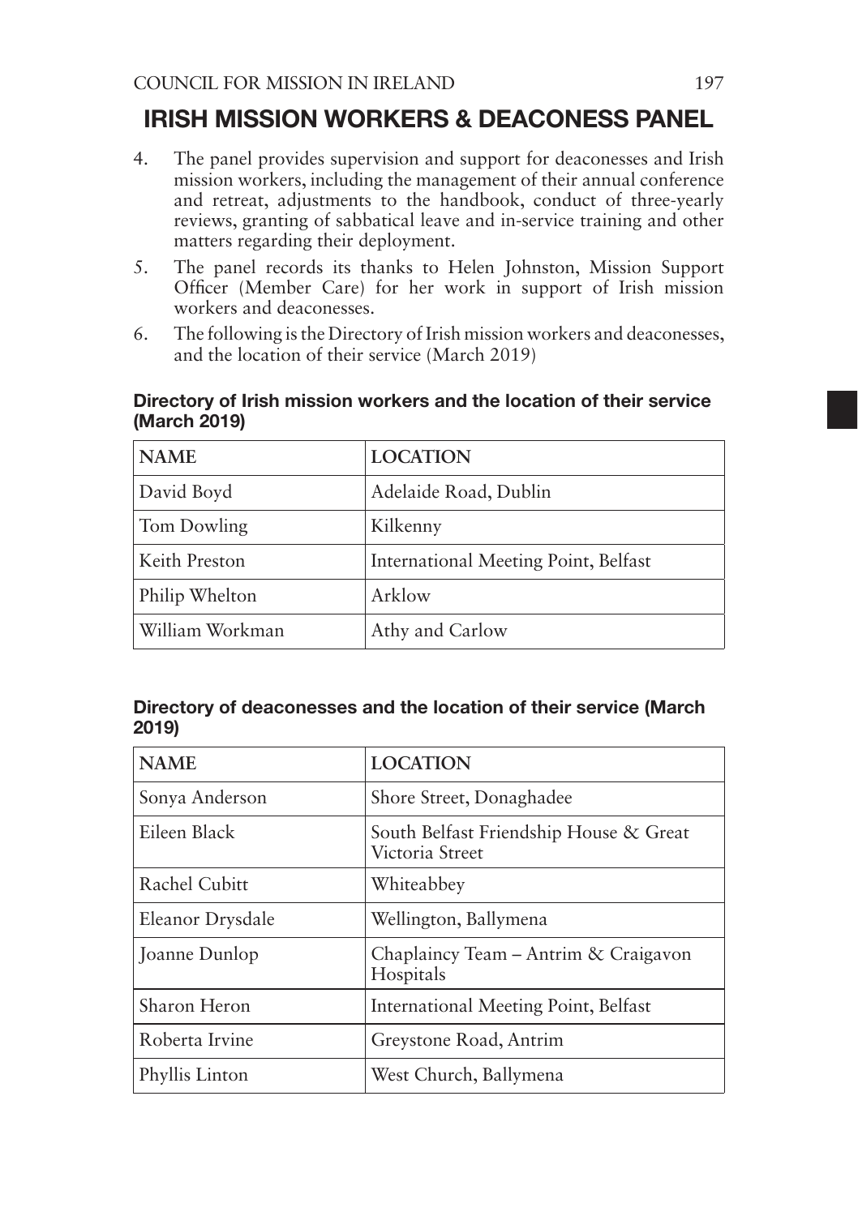## IRISH MISSION WORKERS & DEACONESS PANEL

4. The panel provides supervision and support for deaconesses and Irish mission workers, including the management of their annual conference and retreat, adjustments to the handbook, conduct of three-yearly reviews, granting of sabbatical leave and in-service training and other matters regarding their deployment.
5. The panel records its thanks to Helen Johnston, Mission Support Officer (Member Care) for her work in support of Irish mission workers and deaconesses.
6. The following is the Directory of Irish mission workers and deaconesses, and the location of their service (March 2019)

### Directory of Irish mission workers and the location of their service (March 2019)

| NAME | LOCATION |
|---|---|
| David Boyd | Adelaide Road, Dublin |
| Tom Dowling | Kilkenny |
| Keith Preston | International Meeting Point, Belfast |
| Philip Whelton | Arklow |
| William Workman | Athy and Carlow |

### Directory of deaconesses and the location of their service (March 2019)

| NAME | LOCATION |
|---|---|
| Sonya Anderson | Shore Street, Donaghadee |
| Eileen Black | South Belfast Friendship House & Great Victoria Street |
| Rachel Cubitt | Whiteabbey |
| Eleanor Drysdale | Wellington, Ballymena |
| Joanne Dunlop | Chaplaincy Team – Antrim & Craigavon Hospitals |
| Sharon Heron | International Meeting Point, Belfast |
| Roberta Irvine | Greystone Road, Antrim |
| Phyllis Linton | West Church, Ballymena |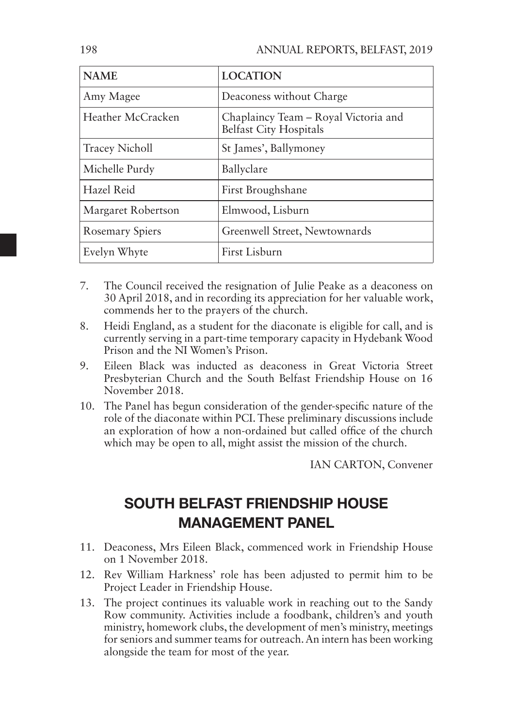| NAME | LOCATION |
|---|---|
| Amy Magee | Deaconess without Charge |
| Heather McCracken | Chaplaincy Team – Royal Victoria and Belfast City Hospitals |
| Tracey Nicholl | St James', Ballymoney |
| Michelle Purdy | Ballyclare |
| Hazel Reid | First Broughshane |
| Margaret Robertson | Elmwood, Lisburn |
| Rosemary Spiers | Greenwell Street, Newtownards |
| Evelyn Whyte | First Lisburn |

7. The Council received the resignation of Julie Peake as a deaconess on 30 April 2018, and in recording its appreciation for her valuable work, commends her to the prayers of the church.
8. Heidi England, as a student for the diaconate is eligible for call, and is currently serving in a part-time temporary capacity in Hydebank Wood Prison and the NI Women's Prison.
9. Eileen Black was inducted as deaconess in Great Victoria Street Presbyterian Church and the South Belfast Friendship House on 16 November 2018.
10. The Panel has begun consideration of the gender-specific nature of the role of the diaconate within PCI. These preliminary discussions include an exploration of how a non-ordained but called office of the church which may be open to all, might assist the mission of the church.

IAN CARTON, Convener

## SOUTH BELFAST FRIENDSHIP HOUSE MANAGEMENT PANEL

11. Deaconess, Mrs Eileen Black, commenced work in Friendship House on 1 November 2018.
12. Rev William Harkness' role has been adjusted to permit him to be Project Leader in Friendship House.
13. The project continues its valuable work in reaching out to the Sandy Row community. Activities include a foodbank, children's and youth ministry, homework clubs, the development of men's ministry, meetings for seniors and summer teams for outreach. An intern has been working alongside the team for most of the year.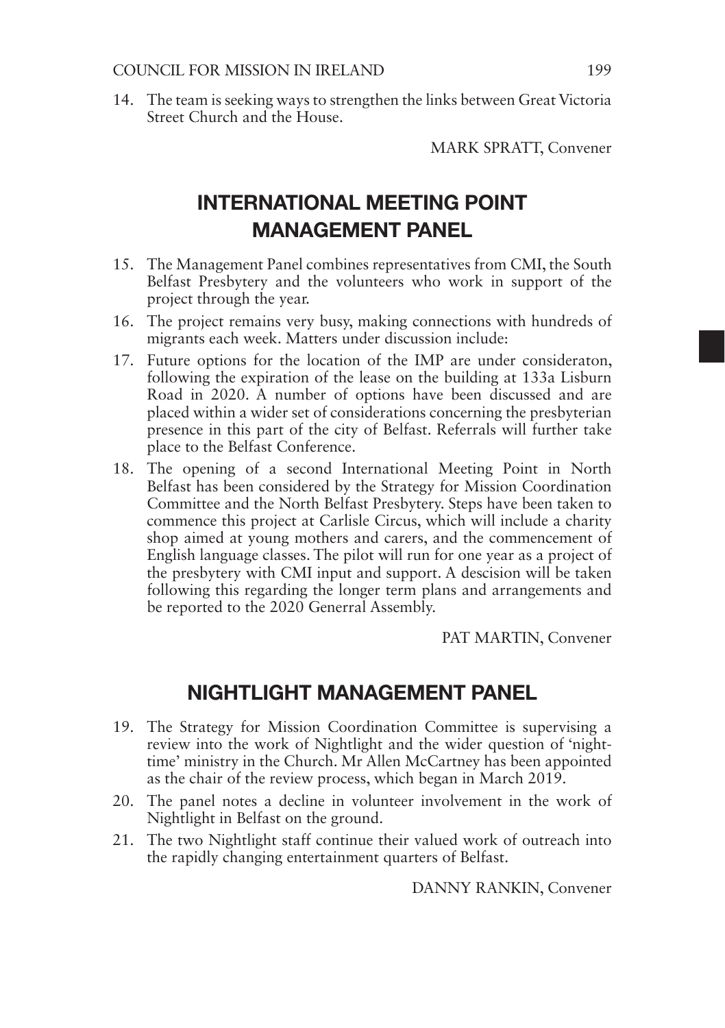14. The team is seeking ways to strengthen the links between Great Victoria Street Church and the House.

MARK SPRATT, Convener

## INTERNATIONAL MEETING POINT MANAGEMENT PANEL

15. The Management Panel combines representatives from CMI, the South Belfast Presbytery and the volunteers who work in support of the project through the year.
16. The project remains very busy, making connections with hundreds of migrants each week. Matters under discussion include:
17. Future options for the location of the IMP are under consideraton, following the expiration of the lease on the building at 133a Lisburn Road in 2020. A number of options have been discussed and are placed within a wider set of considerations concerning the presbyterian presence in this part of the city of Belfast. Referrals will further take place to the Belfast Conference.
18. The opening of a second International Meeting Point in North Belfast has been considered by the Strategy for Mission Coordination Committee and the North Belfast Presbytery. Steps have been taken to commence this project at Carlisle Circus, which will include a charity shop aimed at young mothers and carers, and the commencement of English language classes. The pilot will run for one year as a project of the presbytery with CMI input and support. A descision will be taken following this regarding the longer term plans and arrangements and be reported to the 2020 Generral Assembly.

PAT MARTIN, Convener

## NIGHTLIGHT MANAGEMENT PANEL

19. The Strategy for Mission Coordination Committee is supervising a review into the work of Nightlight and the wider question of 'night-time' ministry in the Church. Mr Allen McCartney has been appointed as the chair of the review process, which began in March 2019.
20. The panel notes a decline in volunteer involvement in the work of Nightlight in Belfast on the ground.
21. The two Nightlight staff continue their valued work of outreach into the rapidly changing entertainment quarters of Belfast.

DANNY RANKIN, Convener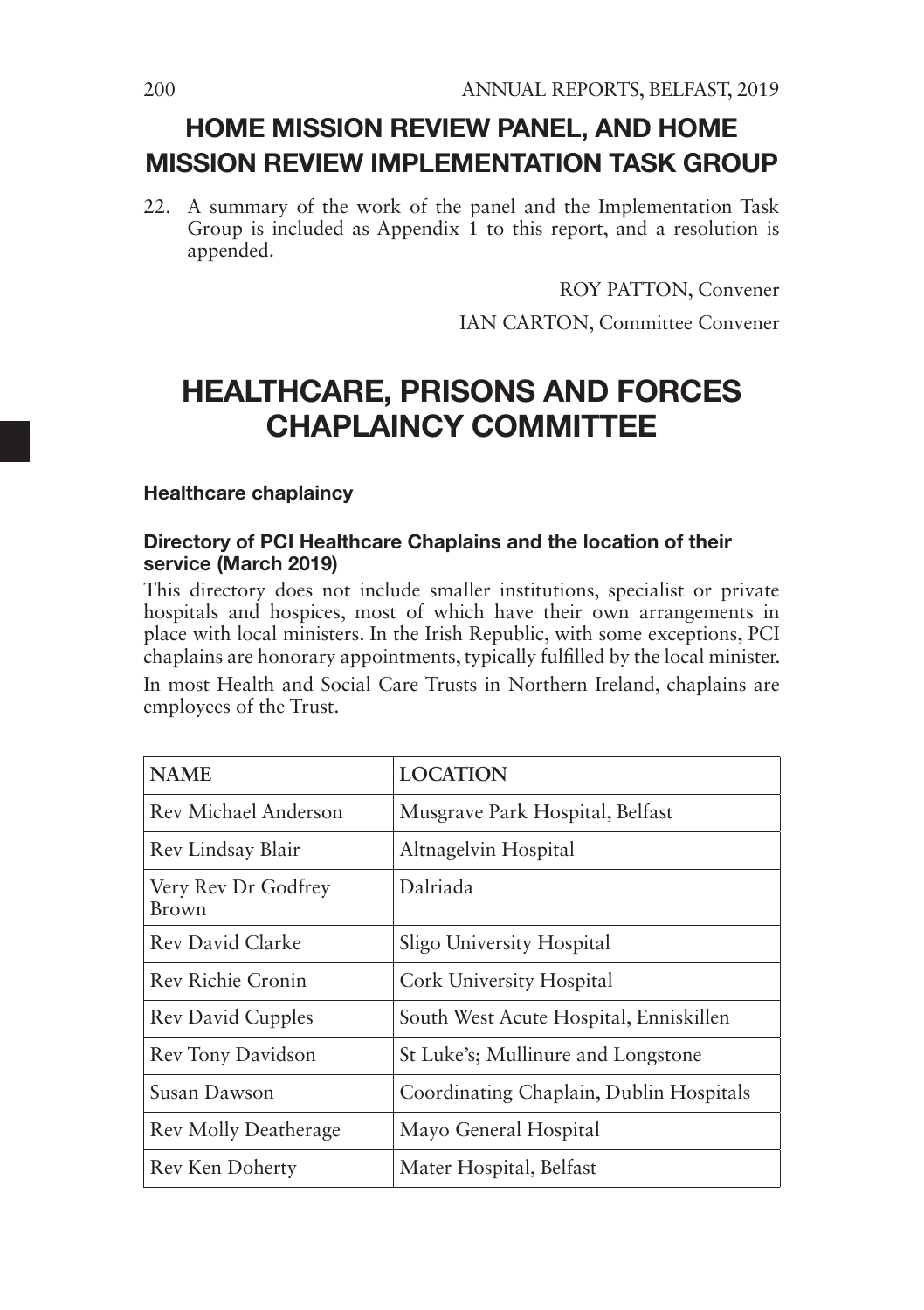## HOME MISSION REVIEW PANEL, AND HOME MISSION REVIEW IMPLEMENTATION TASK GROUP

22. A summary of the work of the panel and the Implementation Task Group is included as Appendix 1 to this report, and a resolution is appended.

ROY PATTON, Convener

IAN CARTON, Committee Convener

# HEALTHCARE, PRISONS AND FORCES CHAPLAINCY COMMITTEE

### Healthcare chaplaincy

#### Directory of PCI Healthcare Chaplains and the location of their service (March 2019)

This directory does not include smaller institutions, specialist or private hospitals and hospices, most of which have their own arrangements in place with local ministers. In the Irish Republic, with some exceptions, PCI chaplains are honorary appointments, typically fulfilled by the local minister.

In most Health and Social Care Trusts in Northern Ireland, chaplains are employees of the Trust.

| NAME | LOCATION |
| --- | --- |
| Rev Michael Anderson | Musgrave Park Hospital, Belfast |
| Rev Lindsay Blair | Altnagelvin Hospital |
| Very Rev Dr Godfrey Brown | Dalriada |
| Rev David Clarke | Sligo University Hospital |
| Rev Richie Cronin | Cork University Hospital |
| Rev David Cupples | South West Acute Hospital, Enniskillen |
| Rev Tony Davidson | St Luke's; Mullinure and Longstone |
| Susan Dawson | Coordinating Chaplain, Dublin Hospitals |
| Rev Molly Deatherage | Mayo General Hospital |
| Rev Ken Doherty | Mater Hospital, Belfast |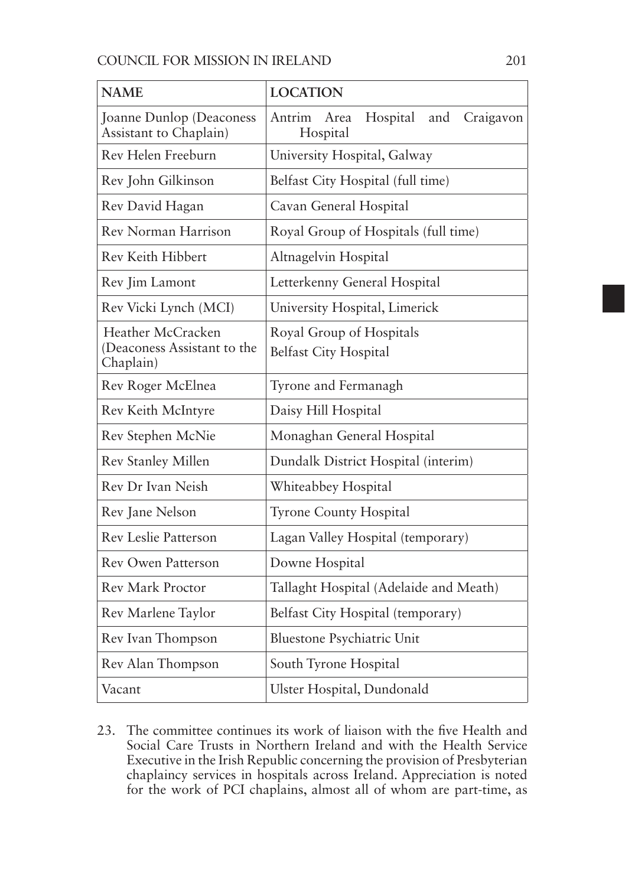| NAME | LOCATION |
|---|---|
| Joanne Dunlop (Deaconess Assistant to Chaplain) | Antrim Area Hospital and Craigavon Hospital |
| Rev Helen Freeburn | University Hospital, Galway |
| Rev John Gilkinson | Belfast City Hospital (full time) |
| Rev David Hagan | Cavan General Hospital |
| Rev Norman Harrison | Royal Group of Hospitals (full time) |
| Rev Keith Hibbert | Altnagelvin Hospital |
| Rev Jim Lamont | Letterkenny General Hospital |
| Rev Vicki Lynch (MCI) | University Hospital, Limerick |
| Heather McCracken (Deaconess Assistant to the Chaplain) | Royal Group of Hospitals<br>Belfast City Hospital |
| Rev Roger McElnea | Tyrone and Fermanagh |
| Rev Keith McIntyre | Daisy Hill Hospital |
| Rev Stephen McNie | Monaghan General Hospital |
| Rev Stanley Millen | Dundalk District Hospital (interim) |
| Rev Dr Ivan Neish | Whiteabbey Hospital |
| Rev Jane Nelson | Tyrone County Hospital |
| Rev Leslie Patterson | Lagan Valley Hospital (temporary) |
| Rev Owen Patterson | Downe Hospital |
| Rev Mark Proctor | Tallaght Hospital (Adelaide and Meath) |
| Rev Marlene Taylor | Belfast City Hospital (temporary) |
| Rev Ivan Thompson | Bluestone Psychiatric Unit |
| Rev Alan Thompson | South Tyrone Hospital |
| Vacant | Ulster Hospital, Dundonald |

23. The committee continues its work of liaison with the five Health and Social Care Trusts in Northern Ireland and with the Health Service Executive in the Irish Republic concerning the provision of Presbyterian chaplaincy services in hospitals across Ireland. Appreciation is noted for the work of PCI chaplains, almost all of whom are part-time, as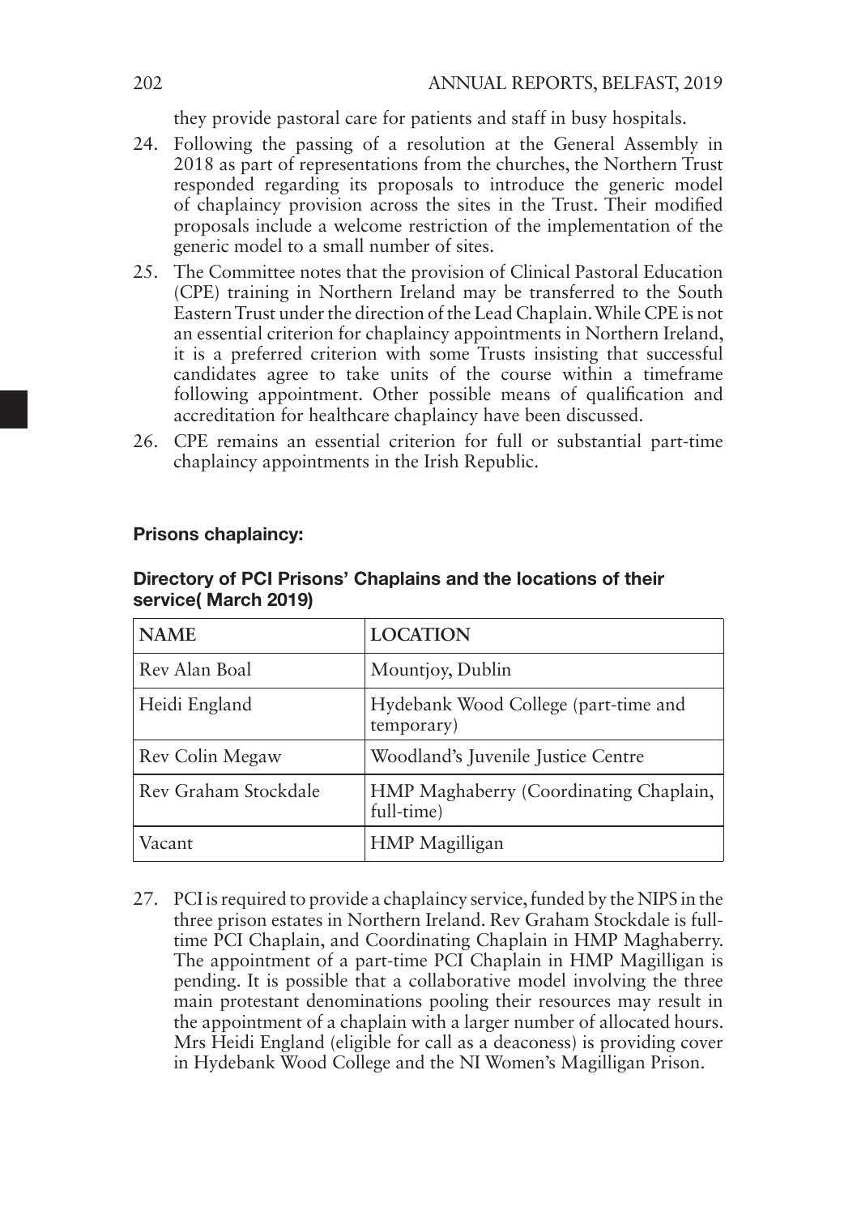they provide pastoral care for patients and staff in busy hospitals.

24. Following the passing of a resolution at the General Assembly in 2018 as part of representations from the churches, the Northern Trust responded regarding its proposals to introduce the generic model of chaplaincy provision across the sites in the Trust. Their modified proposals include a welcome restriction of the implementation of the generic model to a small number of sites.
25. The Committee notes that the provision of Clinical Pastoral Education (CPE) training in Northern Ireland may be transferred to the South Eastern Trust under the direction of the Lead Chaplain. While CPE is not an essential criterion for chaplaincy appointments in Northern Ireland, it is a preferred criterion with some Trusts insisting that successful candidates agree to take units of the course within a timeframe following appointment. Other possible means of qualification and accreditation for healthcare chaplaincy have been discussed.
26. CPE remains an essential criterion for full or substantial part-time chaplaincy appointments in the Irish Republic.

**Prisons chaplaincy:**

**Directory of PCI Prisons' Chaplains and the locations of their service( March 2019)**

| NAME | LOCATION |
|---|---|
| Rev Alan Boal | Mountjoy, Dublin |
| Heidi England | Hydebank Wood College (part-time and temporary) |
| Rev Colin Megaw | Woodland's Juvenile Justice Centre |
| Rev Graham Stockdale | HMP Maghaberry (Coordinating Chaplain, full-time) |
| Vacant | HMP Magilligan |

27. PCI is required to provide a chaplaincy service, funded by the NIPS in the three prison estates in Northern Ireland. Rev Graham Stockdale is full-time PCI Chaplain, and Coordinating Chaplain in HMP Maghaberry. The appointment of a part-time PCI Chaplain in HMP Magilligan is pending. It is possible that a collaborative model involving the three main protestant denominations pooling their resources may result in the appointment of a chaplain with a larger number of allocated hours. Mrs Heidi England (eligible for call as a deaconess) is providing cover in Hydebank Wood College and the NI Women's Magilligan Prison.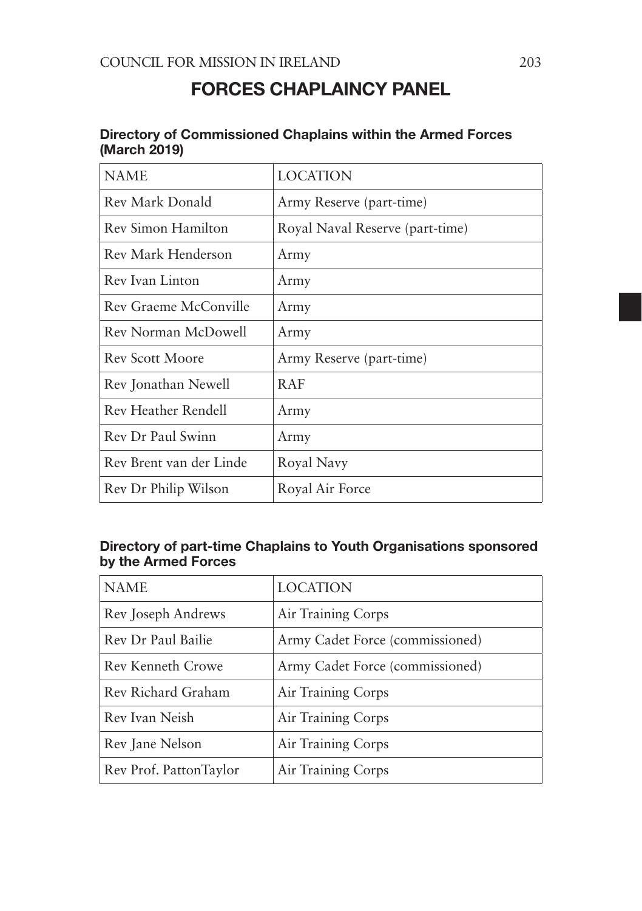# FORCES CHAPLAINCY PANEL

### Directory of Commissioned Chaplains within the Armed Forces (March 2019)

| NAME | LOCATION |
|---|---|
| Rev Mark Donald | Army Reserve (part-time) |
| Rev Simon Hamilton | Royal Naval Reserve (part-time) |
| Rev Mark Henderson | Army |
| Rev Ivan Linton | Army |
| Rev Graeme McConville | Army |
| Rev Norman McDowell | Army |
| Rev Scott Moore | Army Reserve (part-time) |
| Rev Jonathan Newell | RAF |
| Rev Heather Rendell | Army |
| Rev Dr Paul Swinn | Army |
| Rev Brent van der Linde | Royal Navy |
| Rev Dr Philip Wilson | Royal Air Force |

### Directory of part-time Chaplains to Youth Organisations sponsored by the Armed Forces

| NAME | LOCATION |
|---|---|
| Rev Joseph Andrews | Air Training Corps |
| Rev Dr Paul Bailie | Army Cadet Force (commissioned) |
| Rev Kenneth Crowe | Army Cadet Force (commissioned) |
| Rev Richard Graham | Air Training Corps |
| Rev Ivan Neish | Air Training Corps |
| Rev Jane Nelson | Air Training Corps |
| Rev Prof. PattonTaylor | Air Training Corps |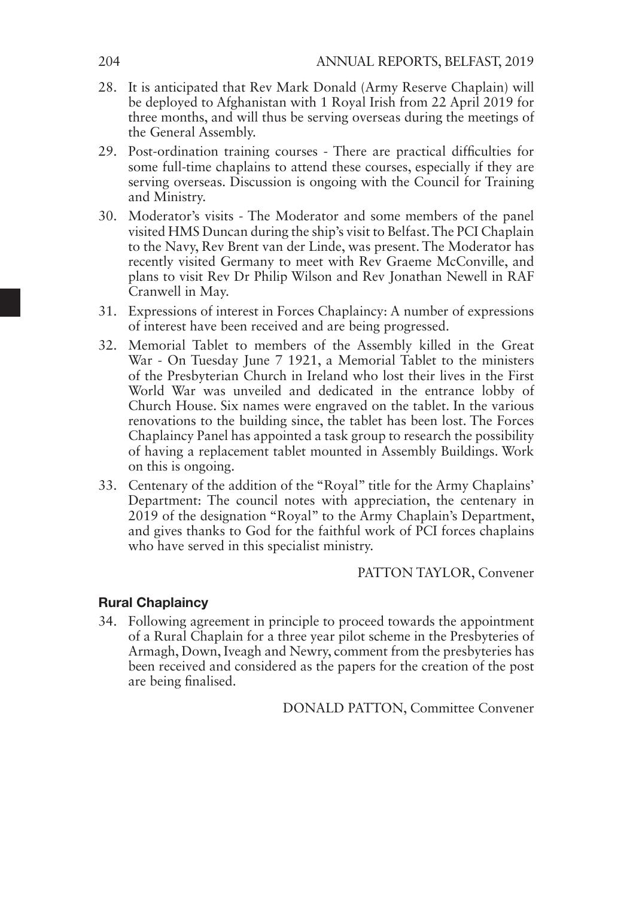28. It is anticipated that Rev Mark Donald (Army Reserve Chaplain) will be deployed to Afghanistan with 1 Royal Irish from 22 April 2019 for three months, and will thus be serving overseas during the meetings of the General Assembly.
29. Post-ordination training courses - There are practical difficulties for some full-time chaplains to attend these courses, especially if they are serving overseas. Discussion is ongoing with the Council for Training and Ministry.
30. Moderator's visits - The Moderator and some members of the panel visited HMS Duncan during the ship's visit to Belfast. The PCI Chaplain to the Navy, Rev Brent van der Linde, was present. The Moderator has recently visited Germany to meet with Rev Graeme McConville, and plans to visit Rev Dr Philip Wilson and Rev Jonathan Newell in RAF Cranwell in May.
31. Expressions of interest in Forces Chaplaincy: A number of expressions of interest have been received and are being progressed.
32. Memorial Tablet to members of the Assembly killed in the Great War - On Tuesday June 7 1921, a Memorial Tablet to the ministers of the Presbyterian Church in Ireland who lost their lives in the First World War was unveiled and dedicated in the entrance lobby of Church House. Six names were engraved on the tablet. In the various renovations to the building since, the tablet has been lost. The Forces Chaplaincy Panel has appointed a task group to research the possibility of having a replacement tablet mounted in Assembly Buildings. Work on this is ongoing.
33. Centenary of the addition of the "Royal" title for the Army Chaplains' Department: The council notes with appreciation, the centenary in 2019 of the designation "Royal" to the Army Chaplain's Department, and gives thanks to God for the faithful work of PCI forces chaplains who have served in this specialist ministry.

PATTON TAYLOR, Convener

### Rural Chaplaincy

34. Following agreement in principle to proceed towards the appointment of a Rural Chaplain for a three year pilot scheme in the Presbyteries of Armagh, Down, Iveagh and Newry, comment from the presbyteries has been received and considered as the papers for the creation of the post are being finalised.

DONALD PATTON, Committee Convener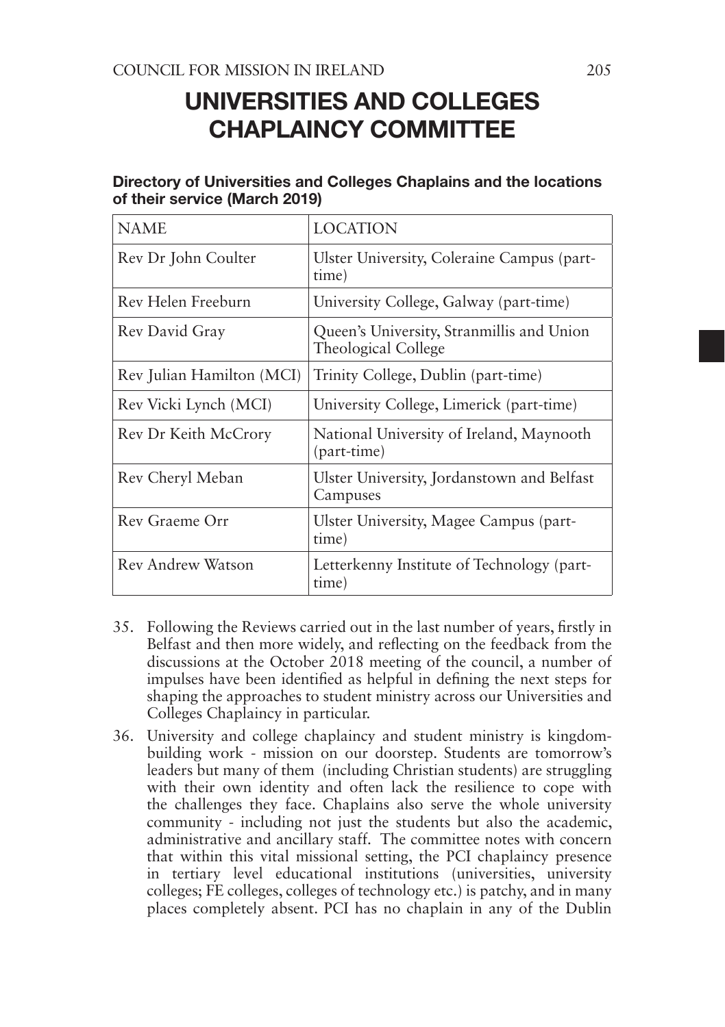# UNIVERSITIES AND COLLEGES CHAPLAINCY COMMITTEE

**Directory of Universities and Colleges Chaplains and the locations of their service (March 2019)**

| NAME | LOCATION |
|---|---|
| Rev Dr John Coulter | Ulster University, Coleraine Campus (part-time) |
| Rev Helen Freeburn | University College, Galway (part-time) |
| Rev David Gray | Queen's University, Stranmillis and Union Theological College |
| Rev Julian Hamilton (MCI) | Trinity College, Dublin (part-time) |
| Rev Vicki Lynch (MCI) | University College, Limerick (part-time) |
| Rev Dr Keith McCrory | National University of Ireland, Maynooth (part-time) |
| Rev Cheryl Meban | Ulster University, Jordanstown and Belfast Campuses |
| Rev Graeme Orr | Ulster University, Magee Campus (part-time) |
| Rev Andrew Watson | Letterkenny Institute of Technology (part-time) |

35. Following the Reviews carried out in the last number of years, firstly in Belfast and then more widely, and reflecting on the feedback from the discussions at the October 2018 meeting of the council, a number of impulses have been identified as helpful in defining the next steps for shaping the approaches to student ministry across our Universities and Colleges Chaplaincy in particular.

36. University and college chaplaincy and student ministry is kingdom-building work - mission on our doorstep. Students are tomorrow's leaders but many of them (including Christian students) are struggling with their own identity and often lack the resilience to cope with the challenges they face. Chaplains also serve the whole university community - including not just the students but also the academic, administrative and ancillary staff. The committee notes with concern that within this vital missional setting, the PCI chaplaincy presence in tertiary level educational institutions (universities, university colleges; FE colleges, colleges of technology etc.) is patchy, and in many places completely absent. PCI has no chaplain in any of the Dublin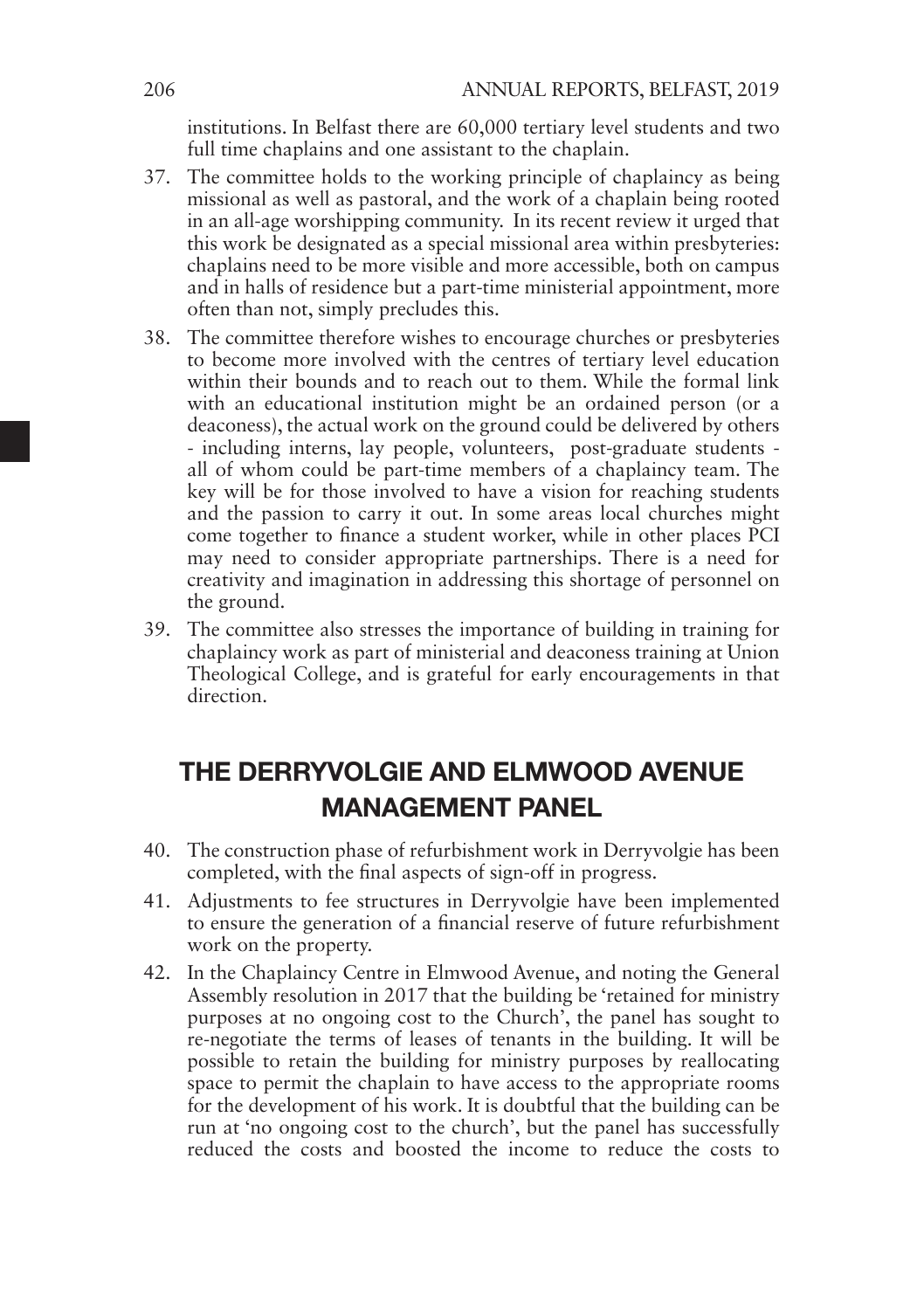institutions. In Belfast there are 60,000 tertiary level students and two full time chaplains and one assistant to the chaplain.

37. The committee holds to the working principle of chaplaincy as being missional as well as pastoral, and the work of a chaplain being rooted in an all-age worshipping community. In its recent review it urged that this work be designated as a special missional area within presbyteries: chaplains need to be more visible and more accessible, both on campus and in halls of residence but a part-time ministerial appointment, more often than not, simply precludes this.

38. The committee therefore wishes to encourage churches or presbyteries to become more involved with the centres of tertiary level education within their bounds and to reach out to them. While the formal link with an educational institution might be an ordained person (or a deaconess), the actual work on the ground could be delivered by others - including interns, lay people, volunteers, post-graduate students - all of whom could be part-time members of a chaplaincy team. The key will be for those involved to have a vision for reaching students and the passion to carry it out. In some areas local churches might come together to finance a student worker, while in other places PCI may need to consider appropriate partnerships. There is a need for creativity and imagination in addressing this shortage of personnel on the ground.

39. The committee also stresses the importance of building in training for chaplaincy work as part of ministerial and deaconess training at Union Theological College, and is grateful for early encouragements in that direction.

## THE DERRYVOLGIE AND ELMWOOD AVENUE MANAGEMENT PANEL

40. The construction phase of refurbishment work in Derryvolgie has been completed, with the final aspects of sign-off in progress.

41. Adjustments to fee structures in Derryvolgie have been implemented to ensure the generation of a financial reserve of future refurbishment work on the property.

42. In the Chaplaincy Centre in Elmwood Avenue, and noting the General Assembly resolution in 2017 that the building be 'retained for ministry purposes at no ongoing cost to the Church', the panel has sought to re-negotiate the terms of leases of tenants in the building. It will be possible to retain the building for ministry purposes by reallocating space to permit the chaplain to have access to the appropriate rooms for the development of his work. It is doubtful that the building can be run at 'no ongoing cost to the church', but the panel has successfully reduced the costs and boosted the income to reduce the costs to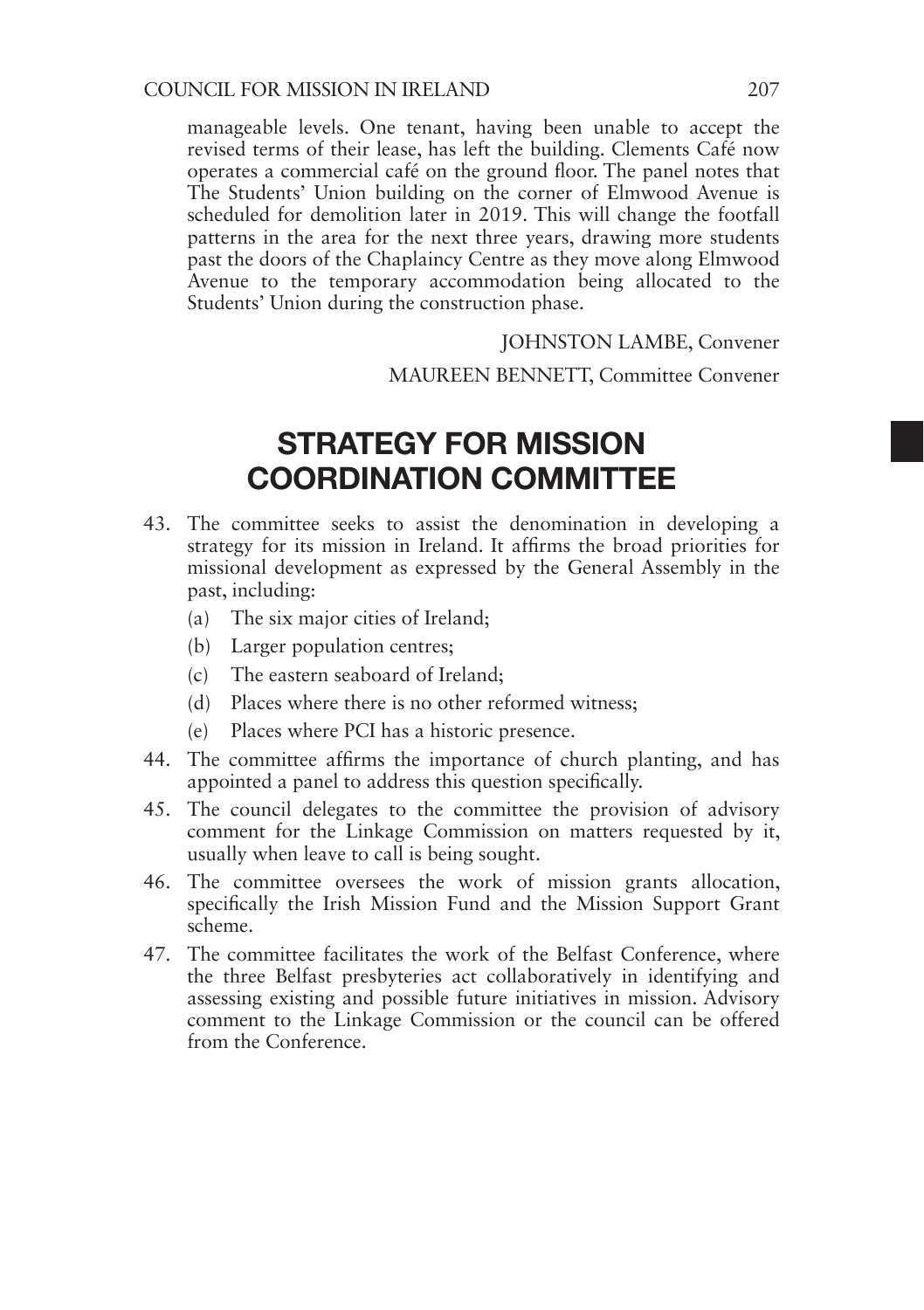manageable levels. One tenant, having been unable to accept the revised terms of their lease, has left the building. Clements Café now operates a commercial café on the ground floor. The panel notes that The Students' Union building on the corner of Elmwood Avenue is scheduled for demolition later in 2019. This will change the footfall patterns in the area for the next three years, drawing more students past the doors of the Chaplaincy Centre as they move along Elmwood Avenue to the temporary accommodation being allocated to the Students' Union during the construction phase.

JOHNSTON LAMBE, Convener

MAUREEN BENNETT, Committee Convener

# STRATEGY FOR MISSION COORDINATION COMMITTEE

43. The committee seeks to assist the denomination in developing a strategy for its mission in Ireland. It affirms the broad priorities for missional development as expressed by the General Assembly in the past, including:
    - (a) The six major cities of Ireland;
    - (b) Larger population centres;
    - (c) The eastern seaboard of Ireland;
    - (d) Places where there is no other reformed witness;
    - (e) Places where PCI has a historic presence.
44. The committee affirms the importance of church planting, and has appointed a panel to address this question specifically.
45. The council delegates to the committee the provision of advisory comment for the Linkage Commission on matters requested by it, usually when leave to call is being sought.
46. The committee oversees the work of mission grants allocation, specifically the Irish Mission Fund and the Mission Support Grant scheme.
47. The committee facilitates the work of the Belfast Conference, where the three Belfast presbyteries act collaboratively in identifying and assessing existing and possible future initiatives in mission. Advisory comment to the Linkage Commission or the council can be offered from the Conference.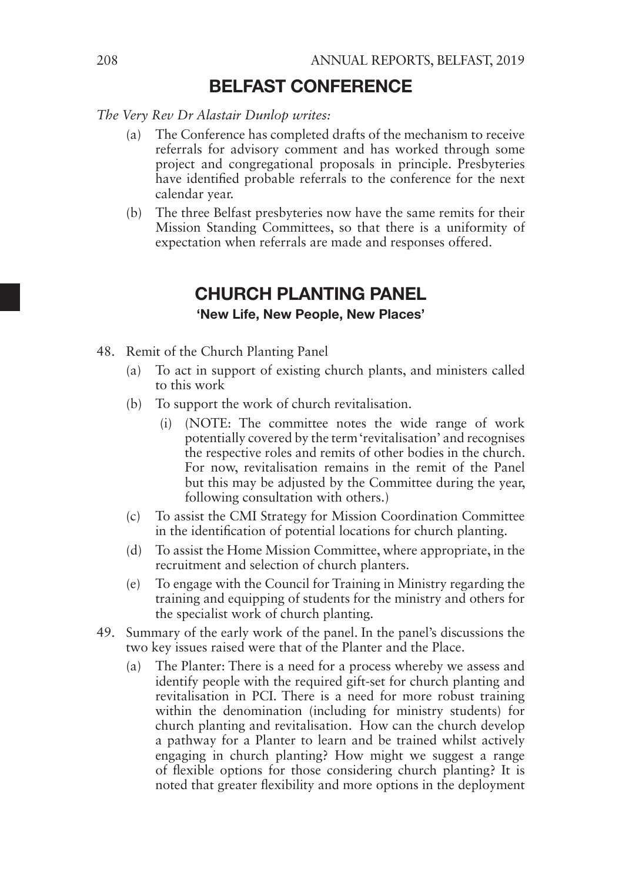## BELFAST CONFERENCE

*The Very Rev Dr Alastair Dunlop writes:*

(a) The Conference has completed drafts of the mechanism to receive referrals for advisory comment and has worked through some project and congregational proposals in principle. Presbyteries have identified probable referrals to the conference for the next calendar year.

(b) The three Belfast presbyteries now have the same remits for their Mission Standing Committees, so that there is a uniformity of expectation when referrals are made and responses offered.

## CHURCH PLANTING PANEL

**'New Life, New People, New Places'**

48. Remit of the Church Planting Panel

    (a) To act in support of existing church plants, and ministers called to this work

    (b) To support the work of church revitalisation.

      (i) (NOTE: The committee notes the wide range of work potentially covered by the term 'revitalisation' and recognises the respective roles and remits of other bodies in the church. For now, revitalisation remains in the remit of the Panel but this may be adjusted by the Committee during the year, following consultation with others.)

    (c) To assist the CMI Strategy for Mission Coordination Committee in the identification of potential locations for church planting.

    (d) To assist the Home Mission Committee, where appropriate, in the recruitment and selection of church planters.

    (e) To engage with the Council for Training in Ministry regarding the training and equipping of students for the ministry and others for the specialist work of church planting.

49. Summary of the early work of the panel. In the panel's discussions the two key issues raised were that of the Planter and the Place.

    (a) The Planter: There is a need for a process whereby we assess and identify people with the required gift-set for church planting and revitalisation in PCI. There is a need for more robust training within the denomination (including for ministry students) for church planting and revitalisation. How can the church develop a pathway for a Planter to learn and be trained whilst actively engaging in church planting? How might we suggest a range of flexible options for those considering church planting? It is noted that greater flexibility and more options in the deployment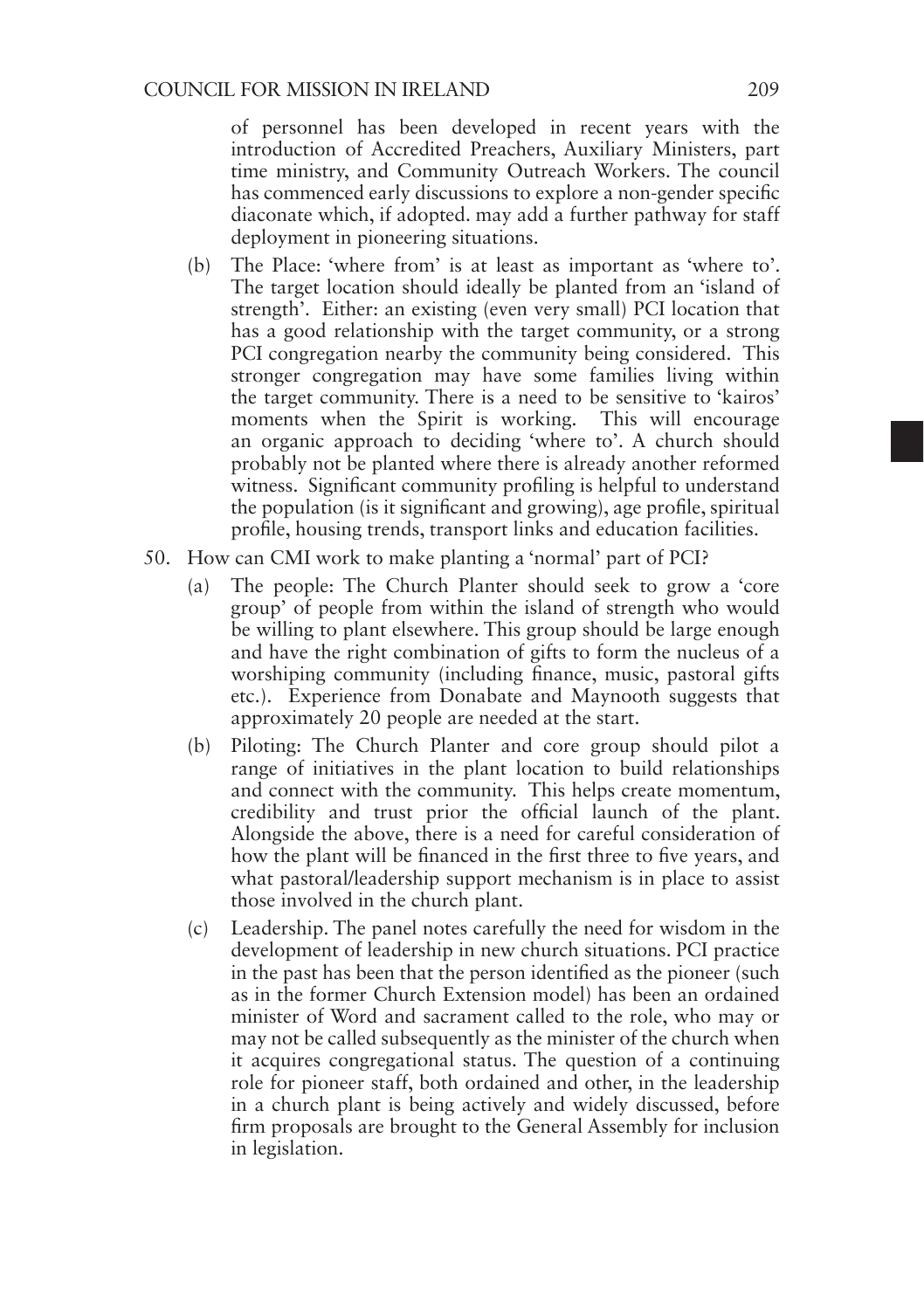of personnel has been developed in recent years with the introduction of Accredited Preachers, Auxiliary Ministers, part time ministry, and Community Outreach Workers. The council has commenced early discussions to explore a non-gender specific diaconate which, if adopted. may add a further pathway for staff deployment in pioneering situations.

(b) The Place: 'where from' is at least as important as 'where to'. The target location should ideally be planted from an 'island of strength'. Either: an existing (even very small) PCI location that has a good relationship with the target community, or a strong PCI congregation nearby the community being considered. This stronger congregation may have some families living within the target community. There is a need to be sensitive to 'kairos' moments when the Spirit is working. This will encourage an organic approach to deciding 'where to'. A church should probably not be planted where there is already another reformed witness. Significant community profiling is helpful to understand the population (is it significant and growing), age profile, spiritual profile, housing trends, transport links and education facilities.

50. How can CMI work to make planting a 'normal' part of PCI?

(a) The people: The Church Planter should seek to grow a 'core group' of people from within the island of strength who would be willing to plant elsewhere. This group should be large enough and have the right combination of gifts to form the nucleus of a worshiping community (including finance, music, pastoral gifts etc.). Experience from Donabate and Maynooth suggests that approximately 20 people are needed at the start.

(b) Piloting: The Church Planter and core group should pilot a range of initiatives in the plant location to build relationships and connect with the community. This helps create momentum, credibility and trust prior the official launch of the plant. Alongside the above, there is a need for careful consideration of how the plant will be financed in the first three to five years, and what pastoral/leadership support mechanism is in place to assist those involved in the church plant.

(c) Leadership. The panel notes carefully the need for wisdom in the development of leadership in new church situations. PCI practice in the past has been that the person identified as the pioneer (such as in the former Church Extension model) has been an ordained minister of Word and sacrament called to the role, who may or may not be called subsequently as the minister of the church when it acquires congregational status. The question of a continuing role for pioneer staff, both ordained and other, in the leadership in a church plant is being actively and widely discussed, before firm proposals are brought to the General Assembly for inclusion in legislation.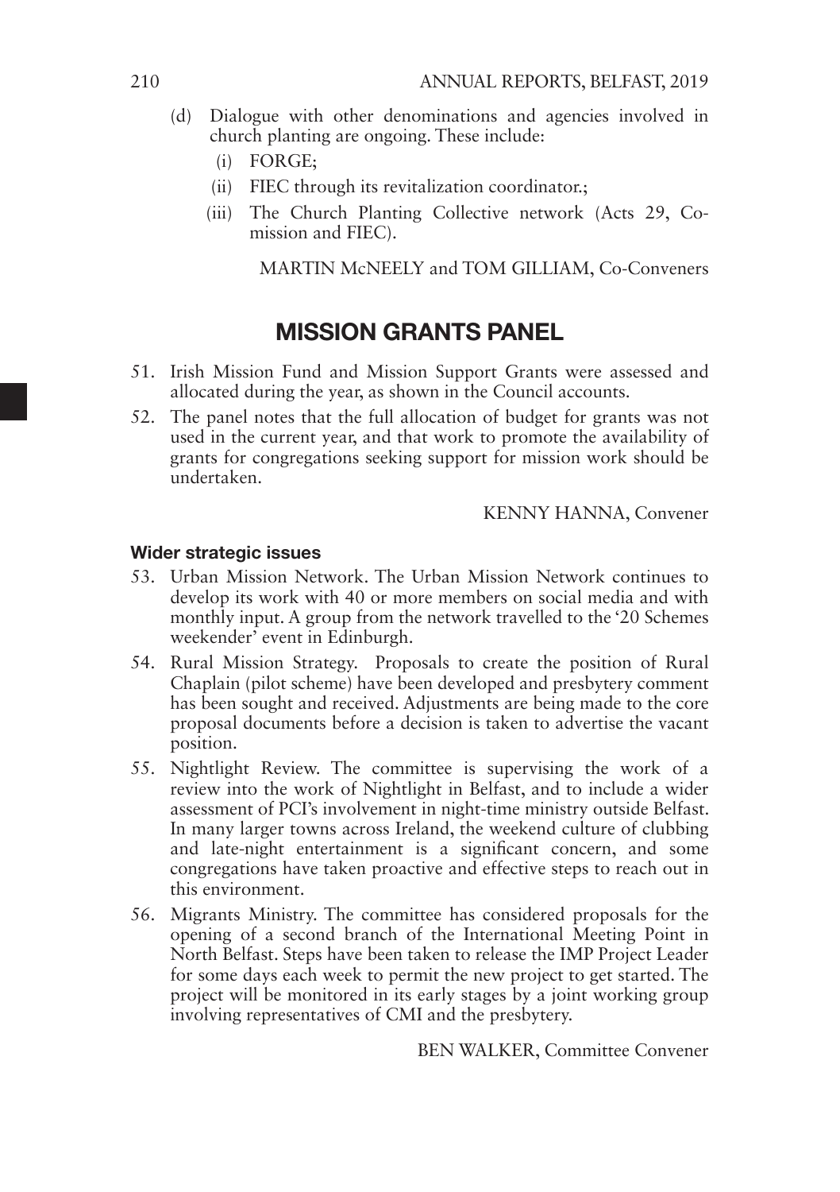(d) Dialogue with other denominations and agencies involved in church planting are ongoing. These include:

   (i) FORGE;

   (ii) FIEC through its revitalization coordinator.;

   (iii) The Church Planting Collective network (Acts 29, Co-mission and FIEC).

MARTIN McNEELY and TOM GILLIAM, Co-Conveners

## MISSION GRANTS PANEL

51. Irish Mission Fund and Mission Support Grants were assessed and allocated during the year, as shown in the Council accounts.
52. The panel notes that the full allocation of budget for grants was not used in the current year, and that work to promote the availability of grants for congregations seeking support for mission work should be undertaken.

KENNY HANNA, Convener

### Wider strategic issues

53. Urban Mission Network. The Urban Mission Network continues to develop its work with 40 or more members on social media and with monthly input. A group from the network travelled to the '20 Schemes weekender' event in Edinburgh.
54. Rural Mission Strategy. Proposals to create the position of Rural Chaplain (pilot scheme) have been developed and presbytery comment has been sought and received. Adjustments are being made to the core proposal documents before a decision is taken to advertise the vacant position.
55. Nightlight Review. The committee is supervising the work of a review into the work of Nightlight in Belfast, and to include a wider assessment of PCI's involvement in night-time ministry outside Belfast. In many larger towns across Ireland, the weekend culture of clubbing and late-night entertainment is a significant concern, and some congregations have taken proactive and effective steps to reach out in this environment.
56. Migrants Ministry. The committee has considered proposals for the opening of a second branch of the International Meeting Point in North Belfast. Steps have been taken to release the IMP Project Leader for some days each week to permit the new project to get started. The project will be monitored in its early stages by a joint working group involving representatives of CMI and the presbytery.

BEN WALKER, Committee Convener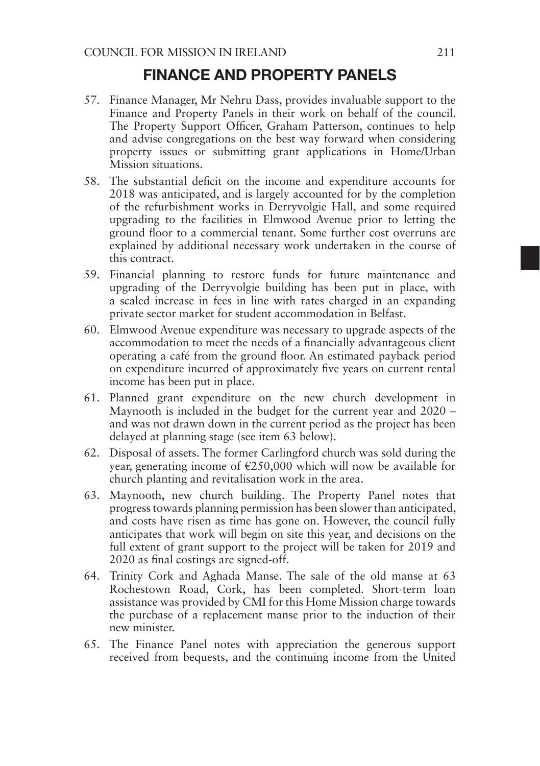## FINANCE AND PROPERTY PANELS

57. Finance Manager, Mr Nehru Dass, provides invaluable support to the Finance and Property Panels in their work on behalf of the council. The Property Support Officer, Graham Patterson, continues to help and advise congregations on the best way forward when considering property issues or submitting grant applications in Home/Urban Mission situations.
58. The substantial deficit on the income and expenditure accounts for 2018 was anticipated, and is largely accounted for by the completion of the refurbishment works in Derryvolgie Hall, and some required upgrading to the facilities in Elmwood Avenue prior to letting the ground floor to a commercial tenant. Some further cost overruns are explained by additional necessary work undertaken in the course of this contract.
59. Financial planning to restore funds for future maintenance and upgrading of the Derryvolgie building has been put in place, with a scaled increase in fees in line with rates charged in an expanding private sector market for student accommodation in Belfast.
60. Elmwood Avenue expenditure was necessary to upgrade aspects of the accommodation to meet the needs of a financially advantageous client operating a café from the ground floor. An estimated payback period on expenditure incurred of approximately five years on current rental income has been put in place.
61. Planned grant expenditure on the new church development in Maynooth is included in the budget for the current year and 2020 – and was not drawn down in the current period as the project has been delayed at planning stage (see item 63 below).
62. Disposal of assets. The former Carlingford church was sold during the year, generating income of €250,000 which will now be available for church planting and revitalisation work in the area.
63. Maynooth, new church building. The Property Panel notes that progress towards planning permission has been slower than anticipated, and costs have risen as time has gone on. However, the council fully anticipates that work will begin on site this year, and decisions on the full extent of grant support to the project will be taken for 2019 and 2020 as final costings are signed-off.
64. Trinity Cork and Aghada Manse. The sale of the old manse at 63 Rochestown Road, Cork, has been completed. Short-term loan assistance was provided by CMI for this Home Mission charge towards the purchase of a replacement manse prior to the induction of their new minister.
65. The Finance Panel notes with appreciation the generous support received from bequests, and the continuing income from the United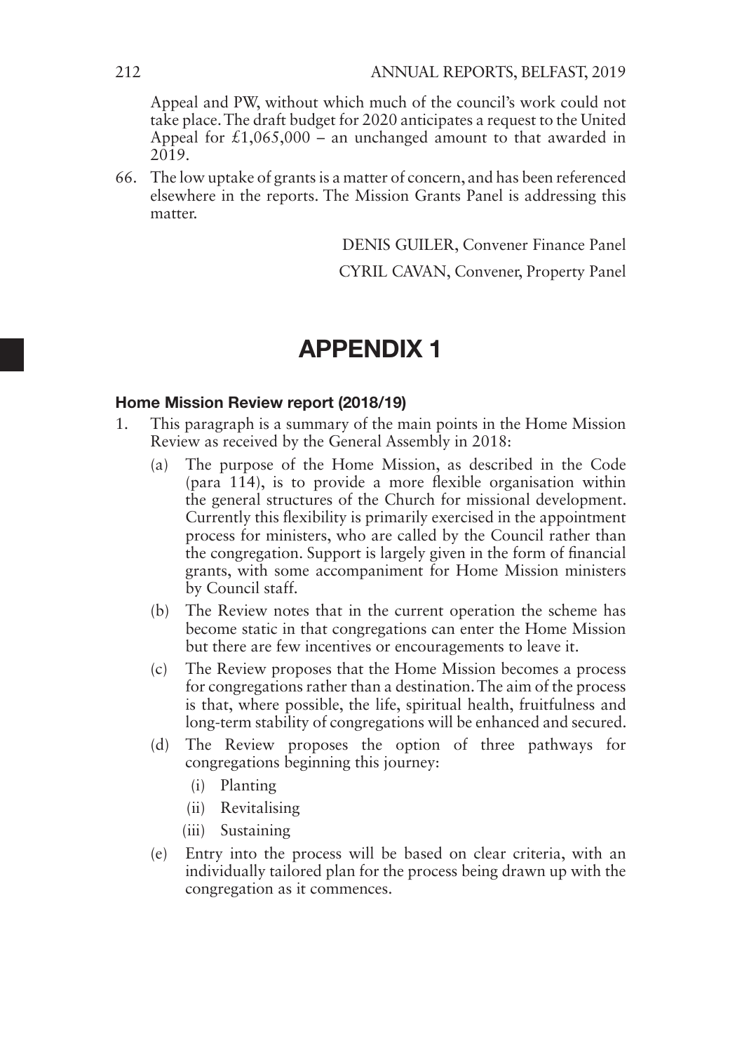Appeal and PW, without which much of the council's work could not take place. The draft budget for 2020 anticipates a request to the United Appeal for £1,065,000 – an unchanged amount to that awarded in 2019.

66. The low uptake of grants is a matter of concern, and has been referenced elsewhere in the reports. The Mission Grants Panel is addressing this matter.

DENIS GUILER, Convener Finance Panel

CYRIL CAVAN, Convener, Property Panel

# APPENDIX 1

### Home Mission Review report (2018/19)

1. This paragraph is a summary of the main points in the Home Mission Review as received by the General Assembly in 2018:
   - (a) The purpose of the Home Mission, as described in the Code (para 114), is to provide a more flexible organisation within the general structures of the Church for missional development. Currently this flexibility is primarily exercised in the appointment process for ministers, who are called by the Council rather than the congregation. Support is largely given in the form of financial grants, with some accompaniment for Home Mission ministers by Council staff.
   - (b) The Review notes that in the current operation the scheme has become static in that congregations can enter the Home Mission but there are few incentives or encouragements to leave it.
   - (c) The Review proposes that the Home Mission becomes a process for congregations rather than a destination. The aim of the process is that, where possible, the life, spiritual health, fruitfulness and long-term stability of congregations will be enhanced and secured.
   - (d) The Review proposes the option of three pathways for congregations beginning this journey:
     - (i) Planting
     - (ii) Revitalising
     - (iii) Sustaining
   - (e) Entry into the process will be based on clear criteria, with an individually tailored plan for the process being drawn up with the congregation as it commences.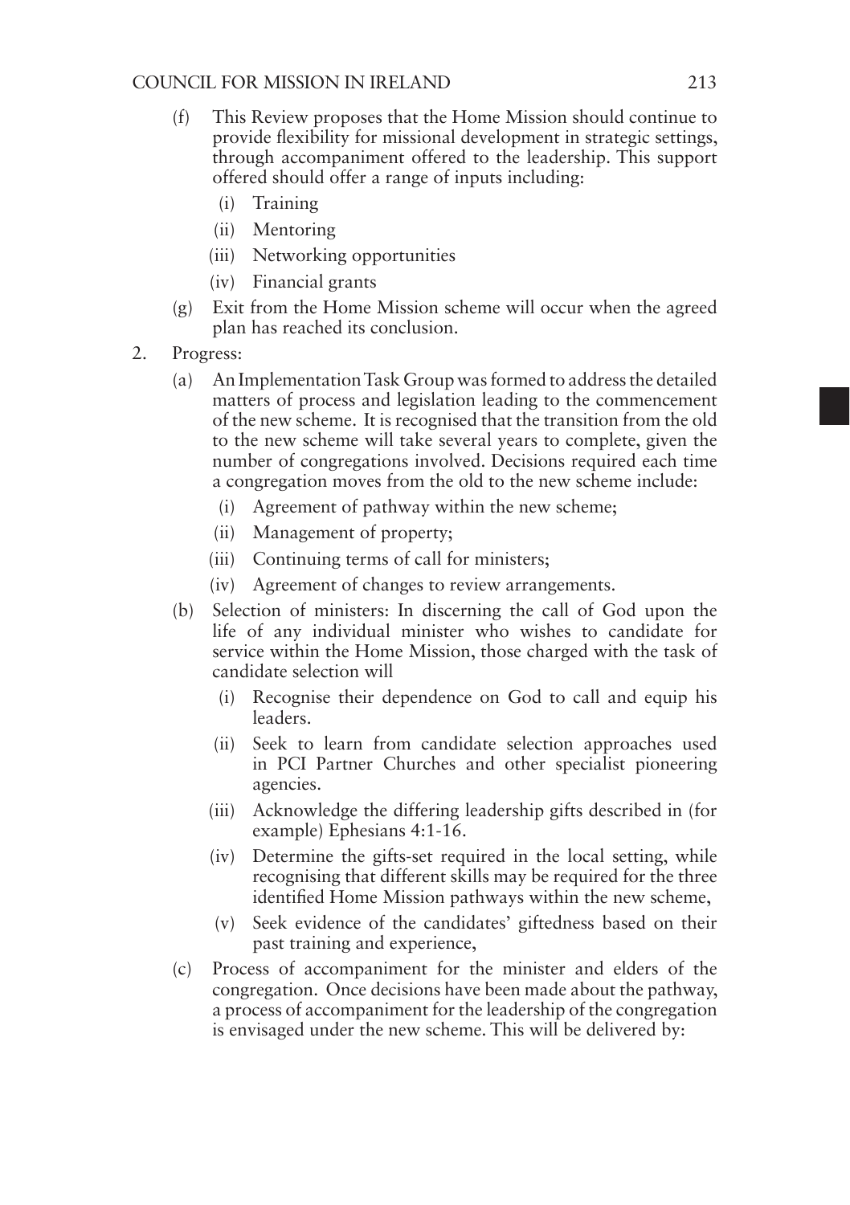(f) This Review proposes that the Home Mission should continue to provide flexibility for missional development in strategic settings, through accompaniment offered to the leadership. This support offered should offer a range of inputs including:

   (i) Training

   (ii) Mentoring

   (iii) Networking opportunities

   (iv) Financial grants

(g) Exit from the Home Mission scheme will occur when the agreed plan has reached its conclusion.

2. Progress:

   (a) An Implementation Task Group was formed to address the detailed matters of process and legislation leading to the commencement of the new scheme. It is recognised that the transition from the old to the new scheme will take several years to complete, given the number of congregations involved. Decisions required each time a congregation moves from the old to the new scheme include:

      (i) Agreement of pathway within the new scheme;

      (ii) Management of property;

      (iii) Continuing terms of call for ministers;

      (iv) Agreement of changes to review arrangements.

   (b) Selection of ministers: In discerning the call of God upon the life of any individual minister who wishes to candidate for service within the Home Mission, those charged with the task of candidate selection will

      (i) Recognise their dependence on God to call and equip his leaders.

      (ii) Seek to learn from candidate selection approaches used in PCI Partner Churches and other specialist pioneering agencies.

      (iii) Acknowledge the differing leadership gifts described in (for example) Ephesians 4:1-16.

      (iv) Determine the gifts-set required in the local setting, while recognising that different skills may be required for the three identified Home Mission pathways within the new scheme,

      (v) Seek evidence of the candidates' giftedness based on their past training and experience,

   (c) Process of accompaniment for the minister and elders of the congregation. Once decisions have been made about the pathway, a process of accompaniment for the leadership of the congregation is envisaged under the new scheme. This will be delivered by: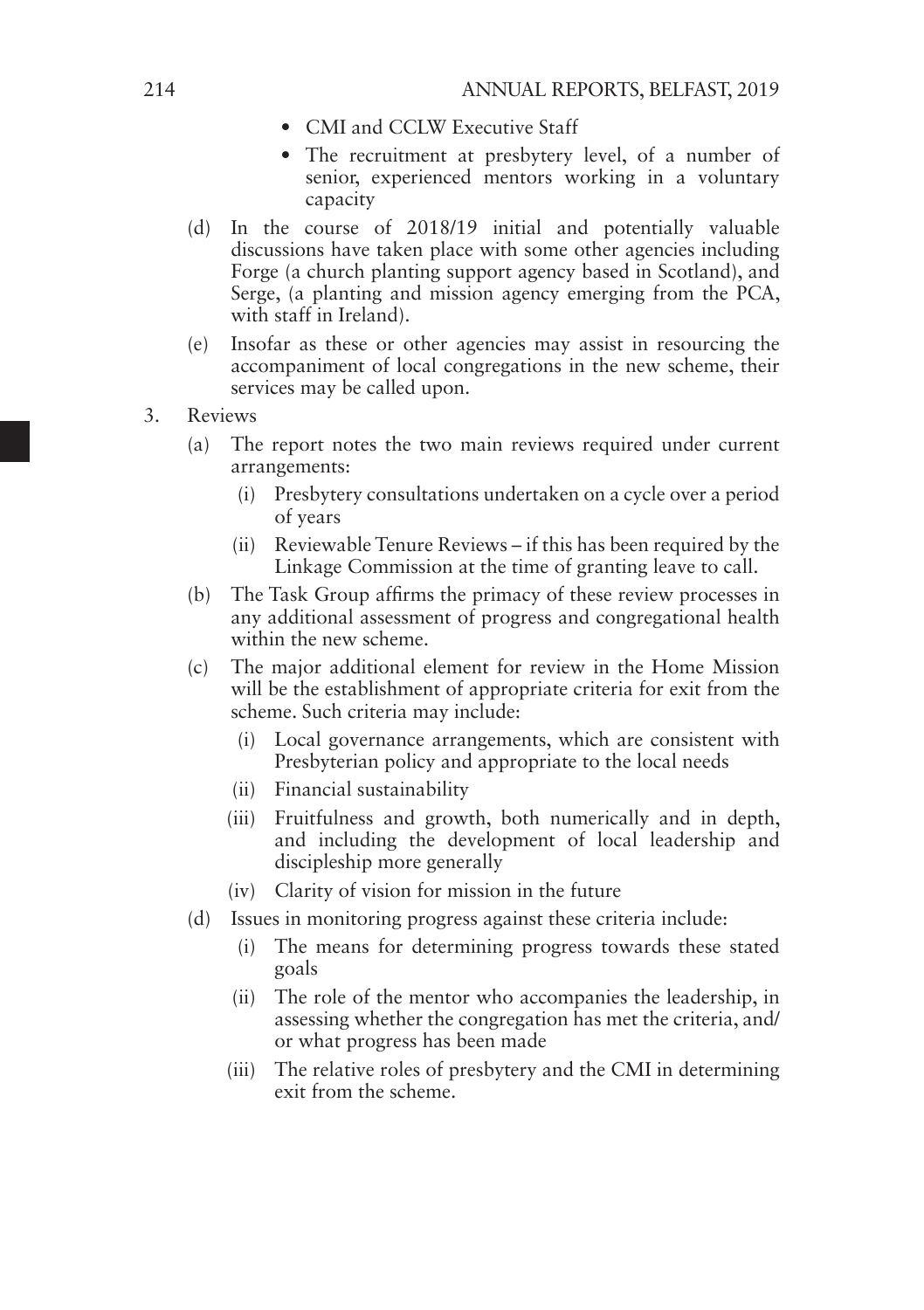- CMI and CCLW Executive Staff
- The recruitment at presbytery level, of a number of senior, experienced mentors working in a voluntary capacity

(d) In the course of 2018/19 initial and potentially valuable discussions have taken place with some other agencies including Forge (a church planting support agency based in Scotland), and Serge, (a planting and mission agency emerging from the PCA, with staff in Ireland).

(e) Insofar as these or other agencies may assist in resourcing the accompaniment of local congregations in the new scheme, their services may be called upon.

3. Reviews

(a) The report notes the two main reviews required under current arrangements:

(i) Presbytery consultations undertaken on a cycle over a period of years

(ii) Reviewable Tenure Reviews – if this has been required by the Linkage Commission at the time of granting leave to call.

(b) The Task Group affirms the primacy of these review processes in any additional assessment of progress and congregational health within the new scheme.

(c) The major additional element for review in the Home Mission will be the establishment of appropriate criteria for exit from the scheme. Such criteria may include:

(i) Local governance arrangements, which are consistent with Presbyterian policy and appropriate to the local needs

(ii) Financial sustainability

(iii) Fruitfulness and growth, both numerically and in depth, and including the development of local leadership and discipleship more generally

(iv) Clarity of vision for mission in the future

(d) Issues in monitoring progress against these criteria include:

(i) The means for determining progress towards these stated goals

(ii) The role of the mentor who accompanies the leadership, in assessing whether the congregation has met the criteria, and/ or what progress has been made

(iii) The relative roles of presbytery and the CMI in determining exit from the scheme.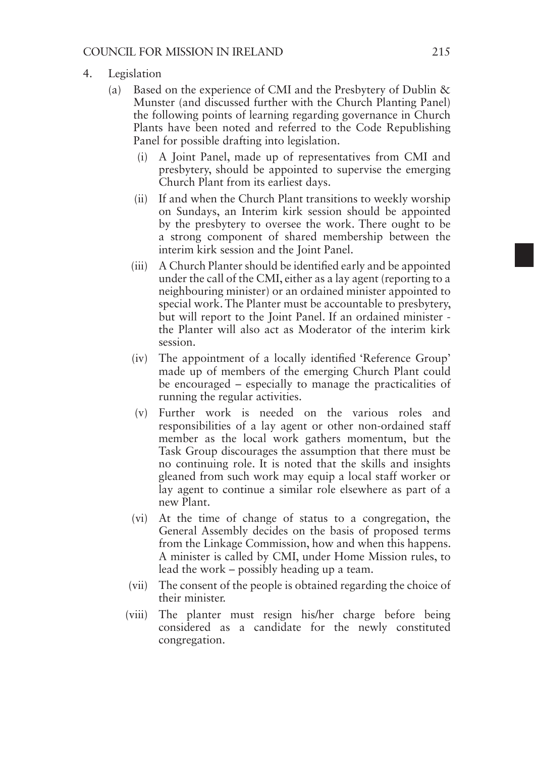4. Legislation

   (a) Based on the experience of CMI and the Presbytery of Dublin & Munster (and discussed further with the Church Planting Panel) the following points of learning regarding governance in Church Plants have been noted and referred to the Code Republishing Panel for possible drafting into legislation.

      (i) A Joint Panel, made up of representatives from CMI and presbytery, should be appointed to supervise the emerging Church Plant from its earliest days.

      (ii) If and when the Church Plant transitions to weekly worship on Sundays, an Interim kirk session should be appointed by the presbytery to oversee the work. There ought to be a strong component of shared membership between the interim kirk session and the Joint Panel.

      (iii) A Church Planter should be identified early and be appointed under the call of the CMI, either as a lay agent (reporting to a neighbouring minister) or an ordained minister appointed to special work. The Planter must be accountable to presbytery, but will report to the Joint Panel. If an ordained minister - the Planter will also act as Moderator of the interim kirk session.

      (iv) The appointment of a locally identified 'Reference Group' made up of members of the emerging Church Plant could be encouraged – especially to manage the practicalities of running the regular activities.

      (v) Further work is needed on the various roles and responsibilities of a lay agent or other non-ordained staff member as the local work gathers momentum, but the Task Group discourages the assumption that there must be no continuing role. It is noted that the skills and insights gleaned from such work may equip a local staff worker or lay agent to continue a similar role elsewhere as part of a new Plant.

      (vi) At the time of change of status to a congregation, the General Assembly decides on the basis of proposed terms from the Linkage Commission, how and when this happens. A minister is called by CMI, under Home Mission rules, to lead the work – possibly heading up a team.

      (vii) The consent of the people is obtained regarding the choice of their minister.

      (viii) The planter must resign his/her charge before being considered as a candidate for the newly constituted congregation.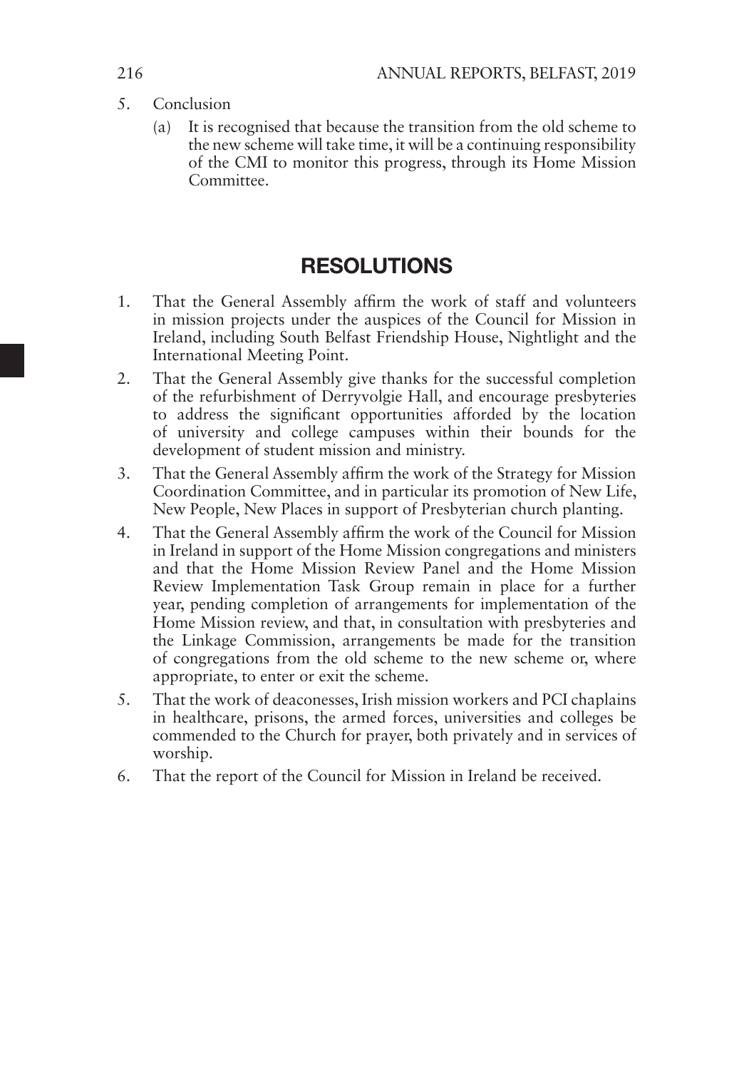5. Conclusion

    (a) It is recognised that because the transition from the old scheme to the new scheme will take time, it will be a continuing responsibility of the CMI to monitor this progress, through its Home Mission Committee.

## RESOLUTIONS

1. That the General Assembly affirm the work of staff and volunteers in mission projects under the auspices of the Council for Mission in Ireland, including South Belfast Friendship House, Nightlight and the International Meeting Point.
2. That the General Assembly give thanks for the successful completion of the refurbishment of Derryvolgie Hall, and encourage presbyteries to address the significant opportunities afforded by the location of university and college campuses within their bounds for the development of student mission and ministry.
3. That the General Assembly affirm the work of the Strategy for Mission Coordination Committee, and in particular its promotion of New Life, New People, New Places in support of Presbyterian church planting.
4. That the General Assembly affirm the work of the Council for Mission in Ireland in support of the Home Mission congregations and ministers and that the Home Mission Review Panel and the Home Mission Review Implementation Task Group remain in place for a further year, pending completion of arrangements for implementation of the Home Mission review, and that, in consultation with presbyteries and the Linkage Commission, arrangements be made for the transition of congregations from the old scheme to the new scheme or, where appropriate, to enter or exit the scheme.
5. That the work of deaconesses, Irish mission workers and PCI chaplains in healthcare, prisons, the armed forces, universities and colleges be commended to the Church for prayer, both privately and in services of worship.
6. That the report of the Council for Mission in Ireland be received.